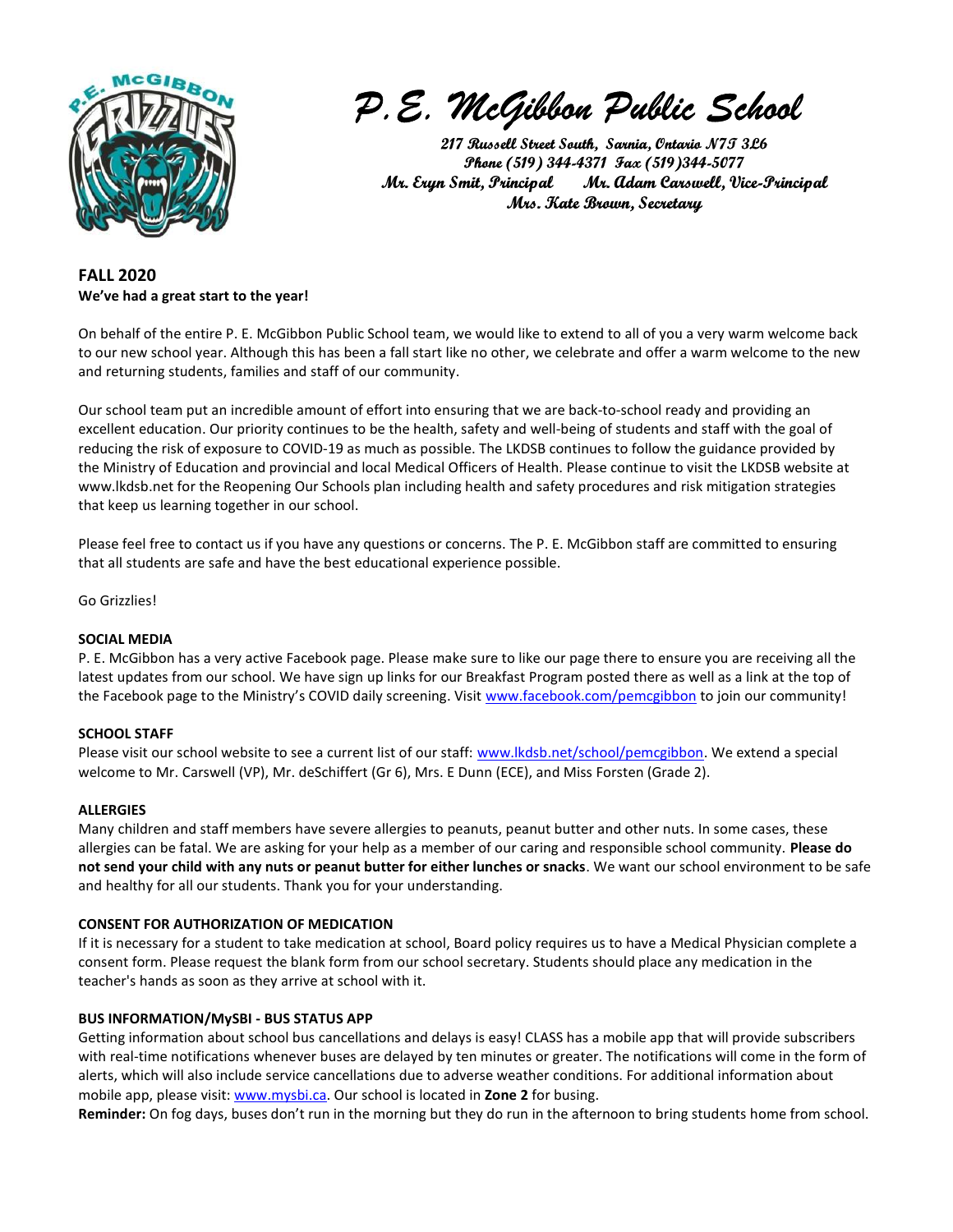# P.E. McGibbon Public School

**217 Russell Street South, Sarnia, Ontario N7T 3L6**
**Phone (519) 344-4371 Fax (519)344-5077**
**Mr. Eryn Smit, Principal Mr. Adam Carswell, Vice-Principal**
**Mrs. Kate Brown, Secretary**

## FALL 2020

**We've had a great start to the year!**

On behalf of the entire P. E. McGibbon Public School team, we would like to extend to all of you a very warm welcome back to our new school year. Although this has been a fall start like no other, we celebrate and offer a warm welcome to the new and returning students, families and staff of our community.

Our school team put an incredible amount of effort into ensuring that we are back-to-school ready and providing an excellent education. Our priority continues to be the health, safety and well-being of students and staff with the goal of reducing the risk of exposure to COVID-19 as much as possible. The LKDSB continues to follow the guidance provided by the Ministry of Education and provincial and local Medical Officers of Health. Please continue to visit the LKDSB website at www.lkdsb.net for the Reopening Our Schools plan including health and safety procedures and risk mitigation strategies that keep us learning together in our school.

Please feel free to contact us if you have any questions or concerns. The P. E. McGibbon staff are committed to ensuring that all students are safe and have the best educational experience possible.

Go Grizzlies!

### SOCIAL MEDIA

P. E. McGibbon has a very active Facebook page. Please make sure to like our page there to ensure you are receiving all the latest updates from our school. We have sign up links for our Breakfast Program posted there as well as a link at the top of the Facebook page to the Ministry's COVID daily screening. Visit [www.facebook.com/pemcgibbon](http://www.facebook.com/pemcgibbon) to join our community!

### SCHOOL STAFF

Please visit our school website to see a current list of our staff: [www.lkdsb.net/school/pemcgibbon](http://www.lkdsb.net/school/pemcgibbon). We extend a special welcome to Mr. Carswell (VP), Mr. deSchiffert (Gr 6), Mrs. E Dunn (ECE), and Miss Forsten (Grade 2).

### ALLERGIES

Many children and staff members have severe allergies to peanuts, peanut butter and other nuts. In some cases, these allergies can be fatal. We are asking for your help as a member of our caring and responsible school community. **Please do not send your child with any nuts or peanut butter for either lunches or snacks**. We want our school environment to be safe and healthy for all our students. Thank you for your understanding.

### CONSENT FOR AUTHORIZATION OF MEDICATION

If it is necessary for a student to take medication at school, Board policy requires us to have a Medical Physician complete a consent form. Please request the blank form from our school secretary. Students should place any medication in the teacher's hands as soon as they arrive at school with it.

### BUS INFORMATION/MySBI - BUS STATUS APP

Getting information about school bus cancellations and delays is easy! CLASS has a mobile app that will provide subscribers with real-time notifications whenever buses are delayed by ten minutes or greater. The notifications will come in the form of alerts, which will also include service cancellations due to adverse weather conditions. For additional information about mobile app, please visit: [www.mysbi.ca](http://www.mysbi.ca). Our school is located in **Zone 2** for busing.

**Reminder:** On fog days, buses don't run in the morning but they do run in the afternoon to bring students home from school.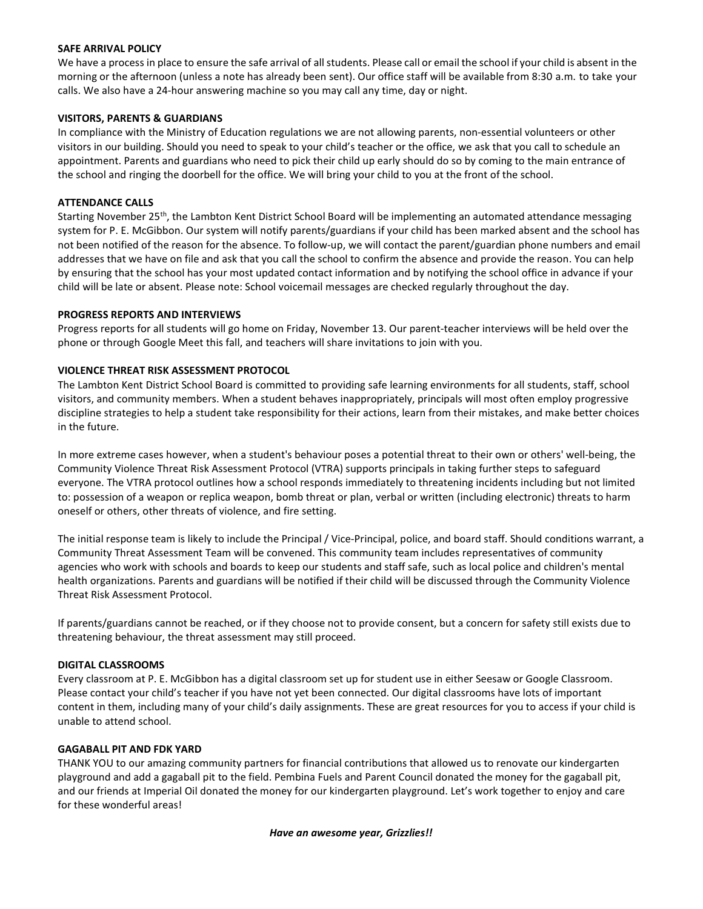**SAFE ARRIVAL POLICY**

We have a process in place to ensure the safe arrival of all students. Please call or email the school if your child is absent in the morning or the afternoon (unless a note has already been sent). Our office staff will be available from 8:30 a.m. to take your calls. We also have a 24-hour answering machine so you may call any time, day or night.

**VISITORS, PARENTS & GUARDIANS**

In compliance with the Ministry of Education regulations we are not allowing parents, non-essential volunteers or other visitors in our building. Should you need to speak to your child's teacher or the office, we ask that you call to schedule an appointment. Parents and guardians who need to pick their child up early should do so by coming to the main entrance of the school and ringing the doorbell for the office. We will bring your child to you at the front of the school.

**ATTENDANCE CALLS**

Starting November 25th, the Lambton Kent District School Board will be implementing an automated attendance messaging system for P. E. McGibbon. Our system will notify parents/guardians if your child has been marked absent and the school has not been notified of the reason for the absence. To follow-up, we will contact the parent/guardian phone numbers and email addresses that we have on file and ask that you call the school to confirm the absence and provide the reason. You can help by ensuring that the school has your most updated contact information and by notifying the school office in advance if your child will be late or absent. Please note: School voicemail messages are checked regularly throughout the day.

**PROGRESS REPORTS AND INTERVIEWS**

Progress reports for all students will go home on Friday, November 13. Our parent-teacher interviews will be held over the phone or through Google Meet this fall, and teachers will share invitations to join with you.

**VIOLENCE THREAT RISK ASSESSMENT PROTOCOL**

The Lambton Kent District School Board is committed to providing safe learning environments for all students, staff, school visitors, and community members. When a student behaves inappropriately, principals will most often employ progressive discipline strategies to help a student take responsibility for their actions, learn from their mistakes, and make better choices in the future.

In more extreme cases however, when a student's behaviour poses a potential threat to their own or others' well-being, the Community Violence Threat Risk Assessment Protocol (VTRA) supports principals in taking further steps to safeguard everyone. The VTRA protocol outlines how a school responds immediately to threatening incidents including but not limited to: possession of a weapon or replica weapon, bomb threat or plan, verbal or written (including electronic) threats to harm oneself or others, other threats of violence, and fire setting.

The initial response team is likely to include the Principal / Vice-Principal, police, and board staff. Should conditions warrant, a Community Threat Assessment Team will be convened. This community team includes representatives of community agencies who work with schools and boards to keep our students and staff safe, such as local police and children's mental health organizations. Parents and guardians will be notified if their child will be discussed through the Community Violence Threat Risk Assessment Protocol.

If parents/guardians cannot be reached, or if they choose not to provide consent, but a concern for safety still exists due to threatening behaviour, the threat assessment may still proceed.

**DIGITAL CLASSROOMS**

Every classroom at P. E. McGibbon has a digital classroom set up for student use in either Seesaw or Google Classroom. Please contact your child's teacher if you have not yet been connected. Our digital classrooms have lots of important content in them, including many of your child's daily assignments. These are great resources for you to access if your child is unable to attend school.

**GAGABALL PIT AND FDK YARD**

THANK YOU to our amazing community partners for financial contributions that allowed us to renovate our kindergarten playground and add a gagaball pit to the field. Pembina Fuels and Parent Council donated the money for the gagaball pit, and our friends at Imperial Oil donated the money for our kindergarten playground. Let's work together to enjoy and care for these wonderful areas!

***Have an awesome year, Grizzlies!!***